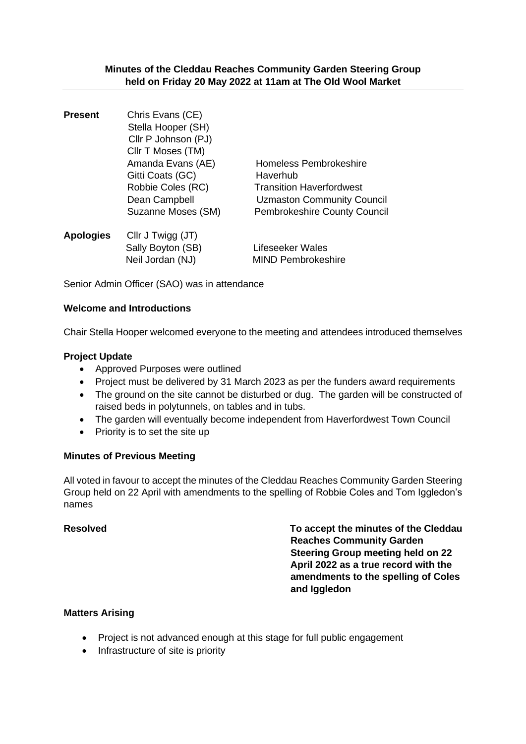**Minutes of the Cleddau Reaches Community Garden Steering Group held on Friday 20 May 2022 at 11am at The Old Wool Market**

---

| | | |
|---|---|---|
| **Present** | Chris Evans (CE) | |
| | Stella Hooper (SH) | |
| | Cllr P Johnson (PJ) | |
| | Cllr T Moses (TM) | |
| | Amanda Evans (AE) | Homeless Pembrokeshire |
| | Gitti Coats (GC) | Haverhub |
| | Robbie Coles (RC) | Transition Haverfordwest |
| | Dean Campbell | Uzmaston Community Council |
| | Suzanne Moses (SM) | Pembrokeshire County Council |
| **Apologies** | Cllr J Twigg (JT) | |
| | Sally Boyton (SB) | Lifeseeker Wales |
| | Neil Jordan (NJ) | MIND Pembrokeshire |

Senior Admin Officer (SAO) was in attendance

**Welcome and Introductions**

Chair Stella Hooper welcomed everyone to the meeting and attendees introduced themselves

**Project Update**

- Approved Purposes were outlined
- Project must be delivered by 31 March 2023 as per the funders award requirements
- The ground on the site cannot be disturbed or dug. The garden will be constructed of raised beds in polytunnels, on tables and in tubs.
- The garden will eventually become independent from Haverfordwest Town Council
- Priority is to set the site up

**Minutes of Previous Meeting**

All voted in favour to accept the minutes of the Cleddau Reaches Community Garden Steering Group held on 22 April with amendments to the spelling of Robbie Coles and Tom Iggledon's names

**Resolved** — **To accept the minutes of the Cleddau Reaches Community Garden Steering Group meeting held on 22 April 2022 as a true record with the amendments to the spelling of Coles and Iggledon**

**Matters Arising**

- Project is not advanced enough at this stage for full public engagement
- Infrastructure of site is priority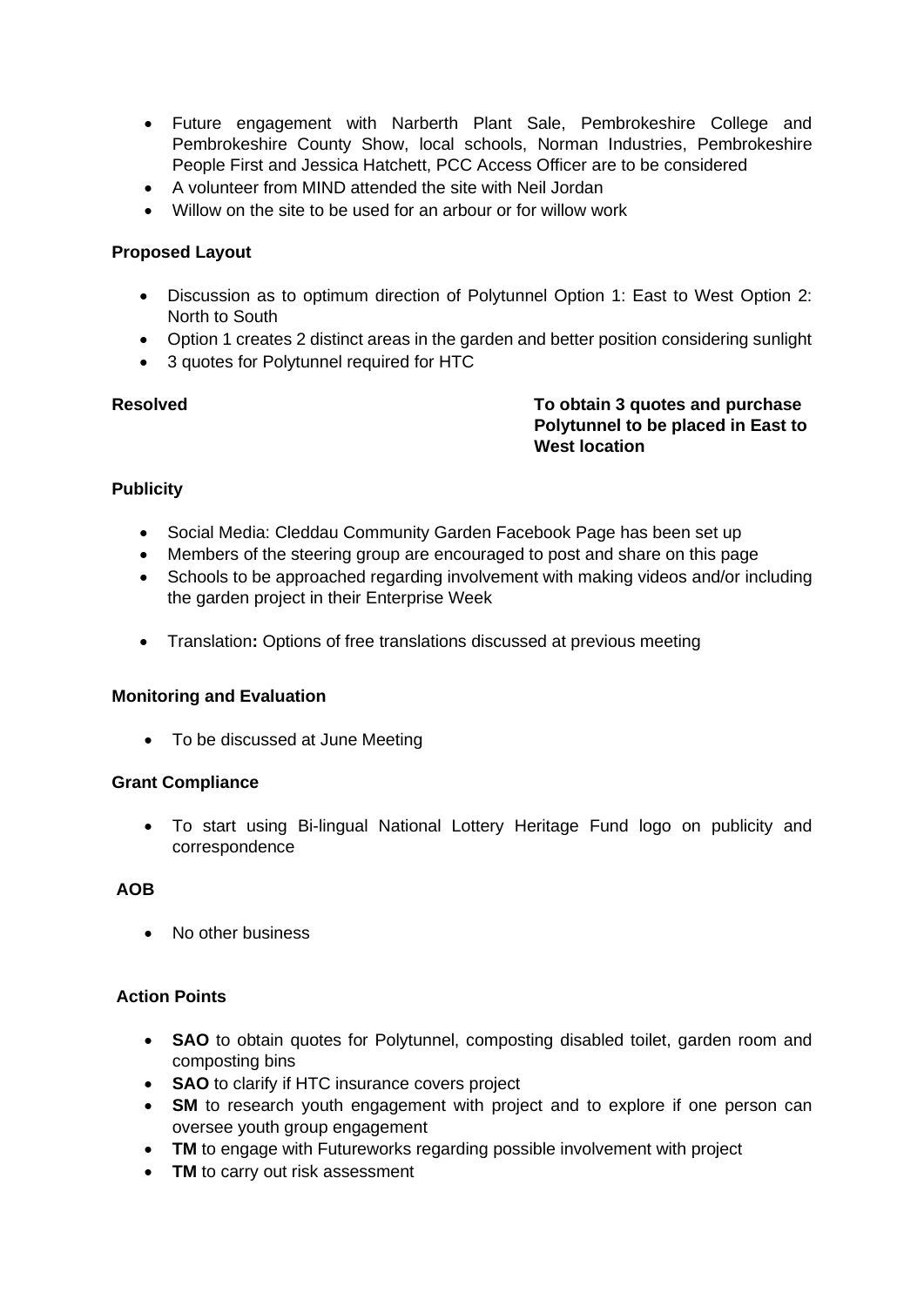- Future engagement with Narberth Plant Sale, Pembrokeshire College and Pembrokeshire County Show, local schools, Norman Industries, Pembrokeshire People First and Jessica Hatchett, PCC Access Officer are to be considered
- A volunteer from MIND attended the site with Neil Jordan
- Willow on the site to be used for an arbour or for willow work

**Proposed Layout**

- Discussion as to optimum direction of Polytunnel Option 1: East to West Option 2: North to South
- Option 1 creates 2 distinct areas in the garden and better position considering sunlight
- 3 quotes for Polytunnel required for HTC

**Resolved** **To obtain 3 quotes and purchase Polytunnel to be placed in East to West location**

**Publicity**

- Social Media: Cleddau Community Garden Facebook Page has been set up
- Members of the steering group are encouraged to post and share on this page
- Schools to be approached regarding involvement with making videos and/or including the garden project in their Enterprise Week
- Translation**:** Options of free translations discussed at previous meeting

**Monitoring and Evaluation**

- To be discussed at June Meeting

**Grant Compliance**

- To start using Bi-lingual National Lottery Heritage Fund logo on publicity and correspondence

**AOB**

- No other business

**Action Points**

- **SAO** to obtain quotes for Polytunnel, composting disabled toilet, garden room and composting bins
- **SAO** to clarify if HTC insurance covers project
- **SM** to research youth engagement with project and to explore if one person can oversee youth group engagement
- **TM** to engage with Futureworks regarding possible involvement with project
- **TM** to carry out risk assessment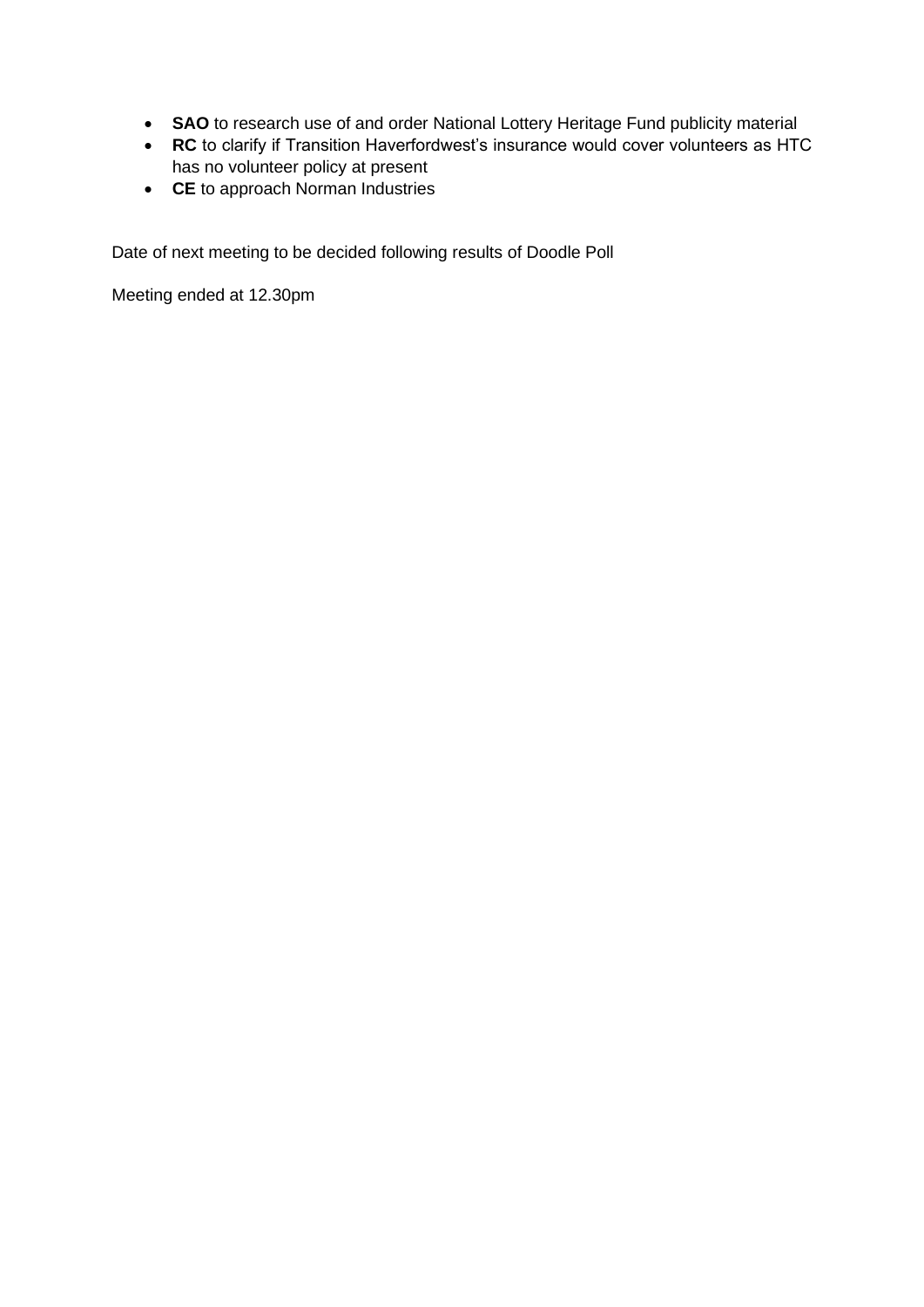- **SAO** to research use of and order National Lottery Heritage Fund publicity material
- **RC** to clarify if Transition Haverfordwest's insurance would cover volunteers as HTC has no volunteer policy at present
- **CE** to approach Norman Industries

Date of next meeting to be decided following results of Doodle Poll

Meeting ended at 12.30pm